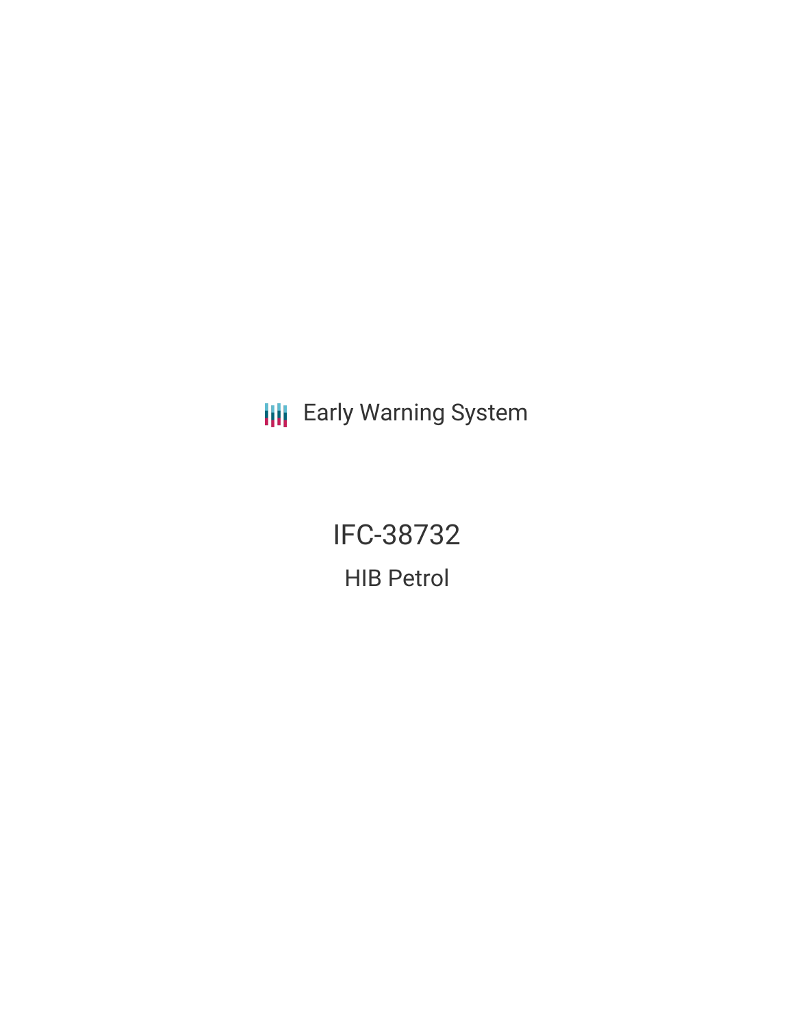Early Warning System

# IFC-38732

## HIB Petrol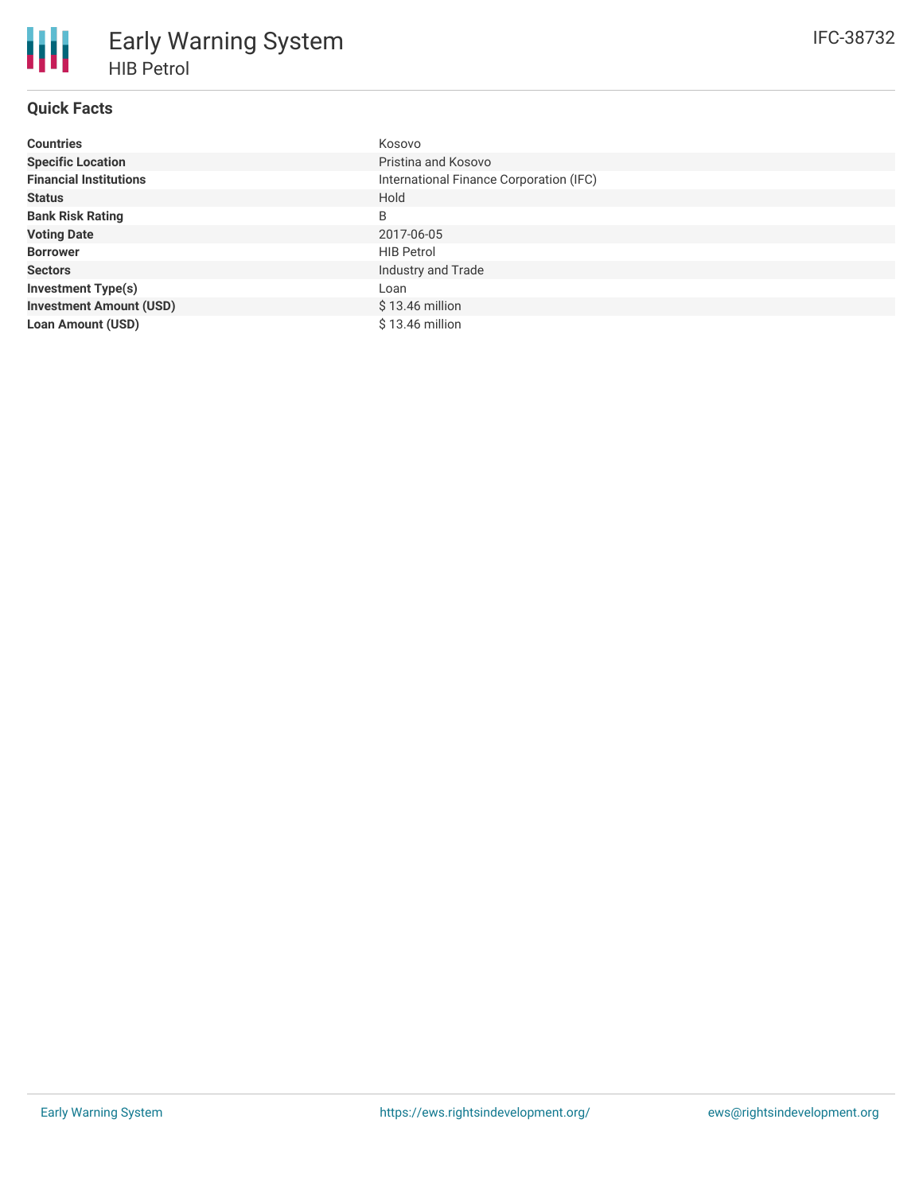# Early Warning System

## HIB Petrol

IFC-38732

### Quick Facts

| | |
|---|---|
| **Countries** | Kosovo |
| **Specific Location** | Pristina and Kosovo |
| **Financial Institutions** | International Finance Corporation (IFC) |
| **Status** | Hold |
| **Bank Risk Rating** | B |
| **Voting Date** | 2017-06-05 |
| **Borrower** | HIB Petrol |
| **Sectors** | Industry and Trade |
| **Investment Type(s)** | Loan |
| **Investment Amount (USD)** | $ 13.46 million |
| **Loan Amount (USD)** | $ 13.46 million |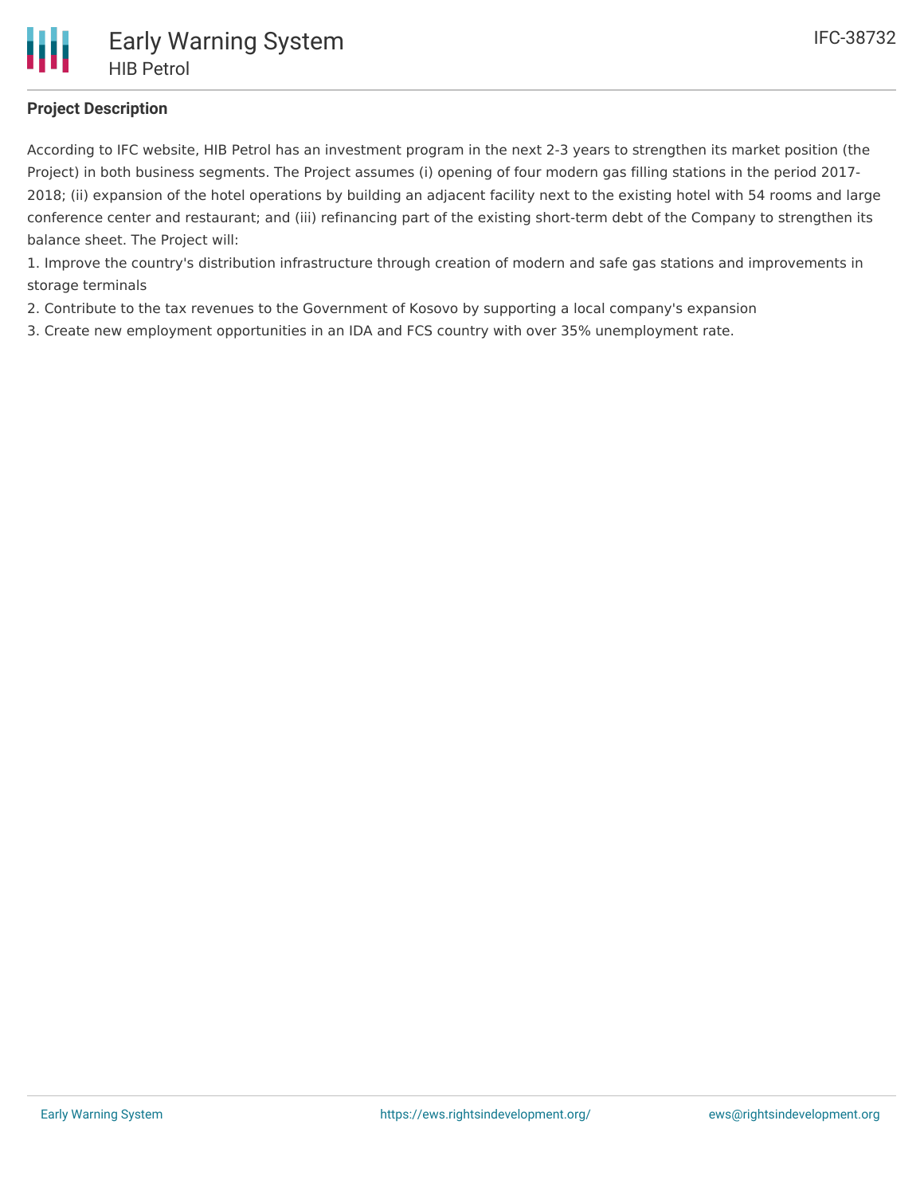### Project Description

According to IFC website, HIB Petrol has an investment program in the next 2-3 years to strengthen its market position (the Project) in both business segments. The Project assumes (i) opening of four modern gas filling stations in the period 2017-2018; (ii) expansion of the hotel operations by building an adjacent facility next to the existing hotel with 54 rooms and large conference center and restaurant; and (iii) refinancing part of the existing short-term debt of the Company to strengthen its balance sheet. The Project will:

1. Improve the country's distribution infrastructure through creation of modern and safe gas stations and improvements in storage terminals
2. Contribute to the tax revenues to the Government of Kosovo by supporting a local company's expansion
3. Create new employment opportunities in an IDA and FCS country with over 35% unemployment rate.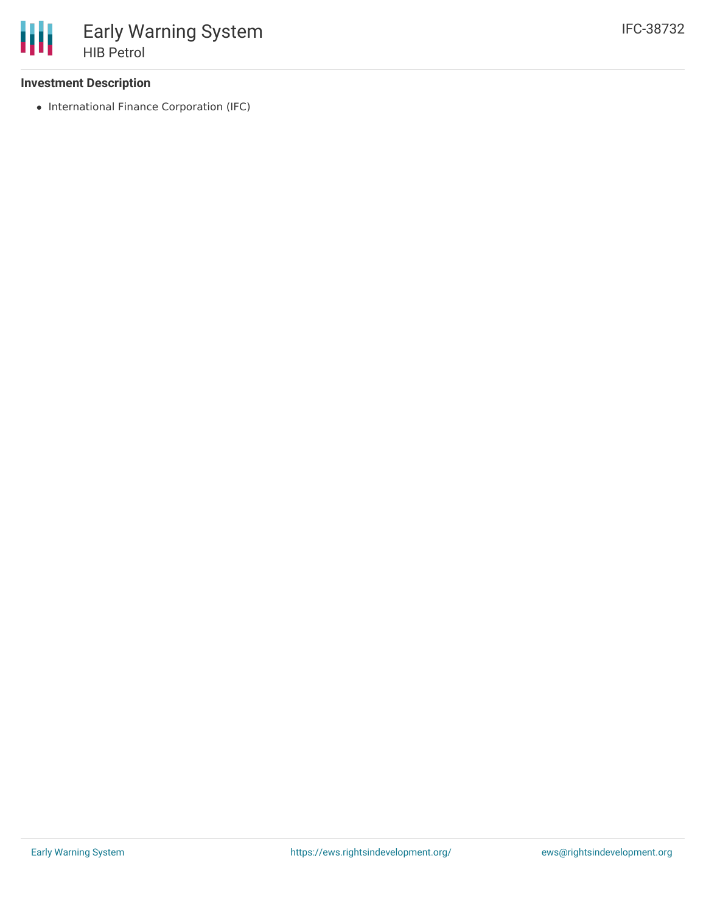### Investment Description

- International Finance Corporation (IFC)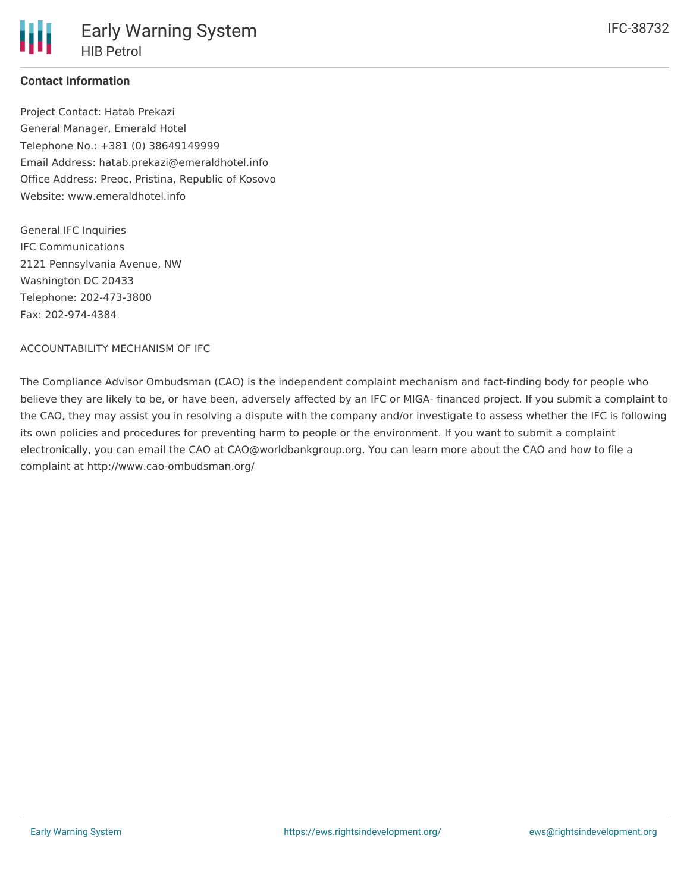## Contact Information

Project Contact: Hatab Prekazi
General Manager, Emerald Hotel
Telephone No.: +381 (0) 38649149999
Email Address: hatab.prekazi@emeraldhotel.info
Office Address: Preoc, Pristina, Republic of Kosovo
Website: www.emeraldhotel.info

General IFC Inquiries
IFC Communications
2121 Pennsylvania Avenue, NW
Washington DC 20433
Telephone: 202-473-3800
Fax: 202-974-4384

ACCOUNTABILITY MECHANISM OF IFC

The Compliance Advisor Ombudsman (CAO) is the independent complaint mechanism and fact-finding body for people who believe they are likely to be, or have been, adversely affected by an IFC or MIGA- financed project. If you submit a complaint to the CAO, they may assist you in resolving a dispute with the company and/or investigate to assess whether the IFC is following its own policies and procedures for preventing harm to people or the environment. If you want to submit a complaint electronically, you can email the CAO at CAO@worldbankgroup.org. You can learn more about the CAO and how to file a complaint at http://www.cao-ombudsman.org/